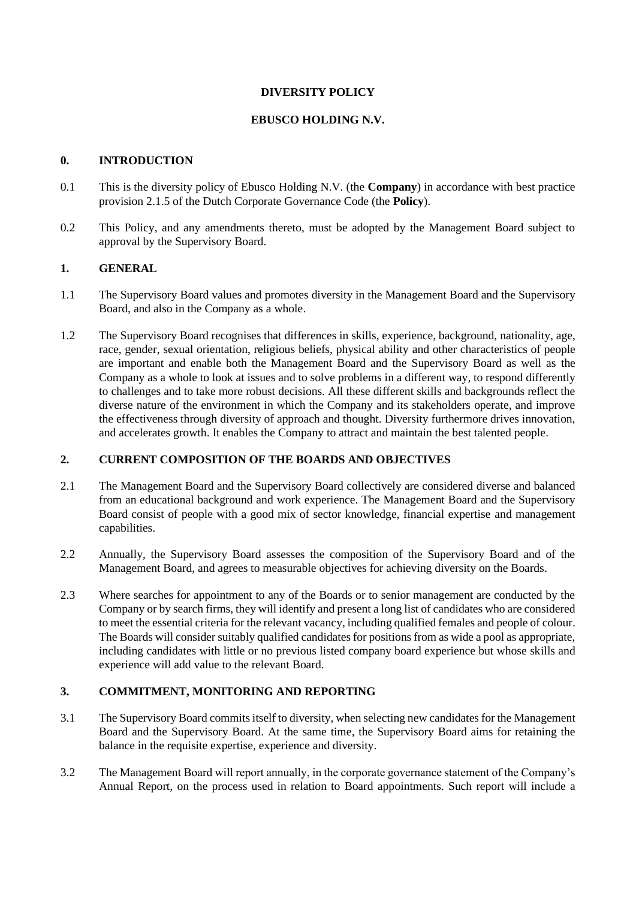**DIVERSITY POLICY**

**EBUSCO HOLDING N.V.**

## 0. INTRODUCTION

0.1 This is the diversity policy of Ebusco Holding N.V. (the **Company**) in accordance with best practice provision 2.1.5 of the Dutch Corporate Governance Code (the **Policy**).

0.2 This Policy, and any amendments thereto, must be adopted by the Management Board subject to approval by the Supervisory Board.

## 1. GENERAL

1.1 The Supervisory Board values and promotes diversity in the Management Board and the Supervisory Board, and also in the Company as a whole.

1.2 The Supervisory Board recognises that differences in skills, experience, background, nationality, age, race, gender, sexual orientation, religious beliefs, physical ability and other characteristics of people are important and enable both the Management Board and the Supervisory Board as well as the Company as a whole to look at issues and to solve problems in a different way, to respond differently to challenges and to take more robust decisions. All these different skills and backgrounds reflect the diverse nature of the environment in which the Company and its stakeholders operate, and improve the effectiveness through diversity of approach and thought. Diversity furthermore drives innovation, and accelerates growth. It enables the Company to attract and maintain the best talented people.

## 2. CURRENT COMPOSITION OF THE BOARDS AND OBJECTIVES

2.1 The Management Board and the Supervisory Board collectively are considered diverse and balanced from an educational background and work experience. The Management Board and the Supervisory Board consist of people with a good mix of sector knowledge, financial expertise and management capabilities.

2.2 Annually, the Supervisory Board assesses the composition of the Supervisory Board and of the Management Board, and agrees to measurable objectives for achieving diversity on the Boards.

2.3 Where searches for appointment to any of the Boards or to senior management are conducted by the Company or by search firms, they will identify and present a long list of candidates who are considered to meet the essential criteria for the relevant vacancy, including qualified females and people of colour. The Boards will consider suitably qualified candidates for positions from as wide a pool as appropriate, including candidates with little or no previous listed company board experience but whose skills and experience will add value to the relevant Board.

## 3. COMMITMENT, MONITORING AND REPORTING

3.1 The Supervisory Board commits itself to diversity, when selecting new candidates for the Management Board and the Supervisory Board. At the same time, the Supervisory Board aims for retaining the balance in the requisite expertise, experience and diversity.

3.2 The Management Board will report annually, in the corporate governance statement of the Company's Annual Report, on the process used in relation to Board appointments. Such report will include a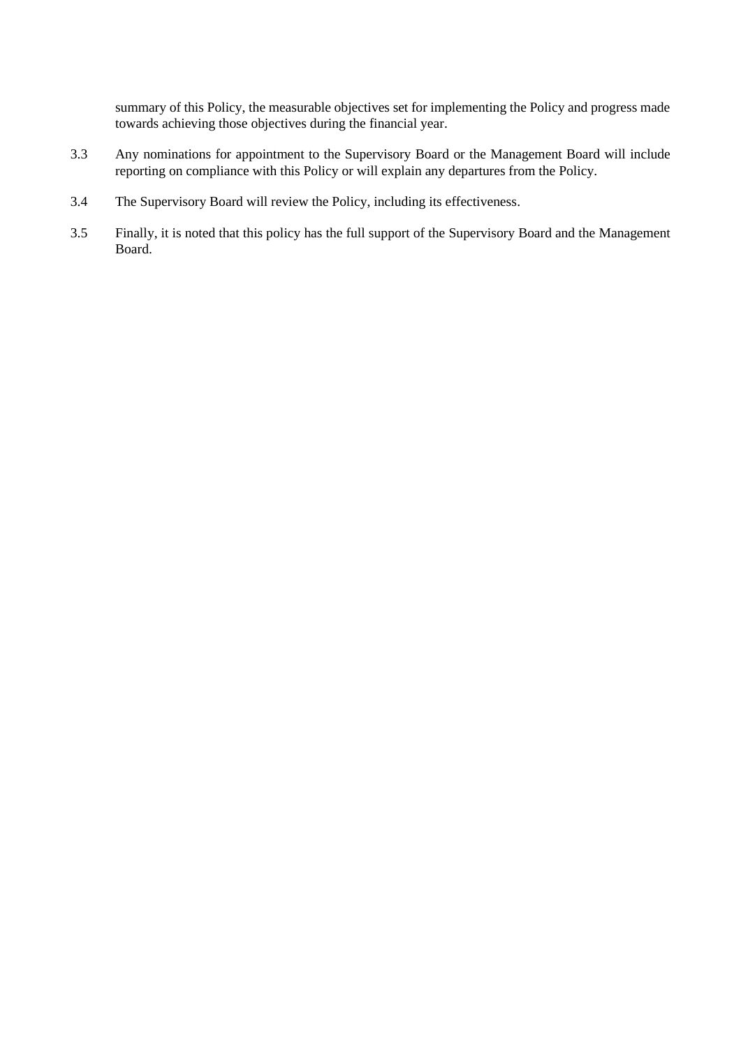summary of this Policy, the measurable objectives set for implementing the Policy and progress made towards achieving those objectives during the financial year.

3.3 Any nominations for appointment to the Supervisory Board or the Management Board will include reporting on compliance with this Policy or will explain any departures from the Policy.

3.4 The Supervisory Board will review the Policy, including its effectiveness.

3.5 Finally, it is noted that this policy has the full support of the Supervisory Board and the Management Board.